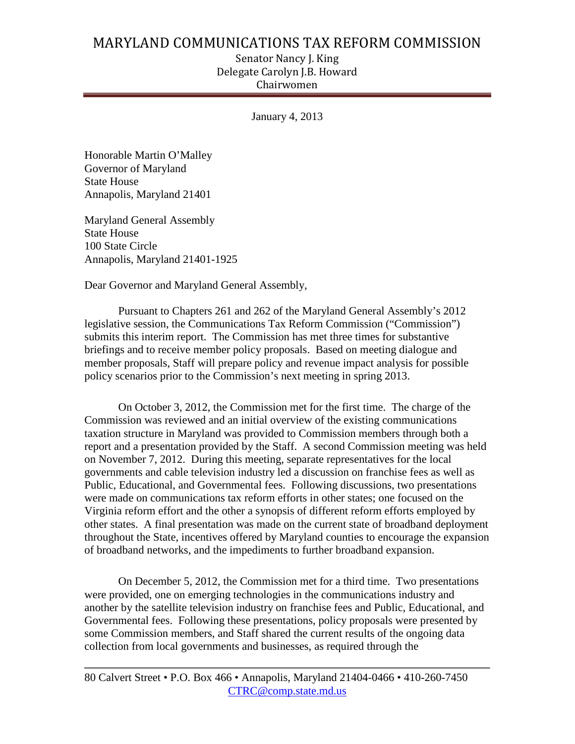# MARYLAND COMMUNICATIONS TAX REFORM COMMISSION

Senator Nancy J. King
Delegate Carolyn J.B. Howard
Chairwomen

January 4, 2013

Honorable Martin O'Malley
Governor of Maryland
State House
Annapolis, Maryland 21401

Maryland General Assembly
State House
100 State Circle
Annapolis, Maryland 21401-1925

Dear Governor and Maryland General Assembly,

Pursuant to Chapters 261 and 262 of the Maryland General Assembly's 2012 legislative session, the Communications Tax Reform Commission ("Commission") submits this interim report. The Commission has met three times for substantive briefings and to receive member policy proposals. Based on meeting dialogue and member proposals, Staff will prepare policy and revenue impact analysis for possible policy scenarios prior to the Commission's next meeting in spring 2013.

On October 3, 2012, the Commission met for the first time. The charge of the Commission was reviewed and an initial overview of the existing communications taxation structure in Maryland was provided to Commission members through both a report and a presentation provided by the Staff. A second Commission meeting was held on November 7, 2012. During this meeting, separate representatives for the local governments and cable television industry led a discussion on franchise fees as well as Public, Educational, and Governmental fees. Following discussions, two presentations were made on communications tax reform efforts in other states; one focused on the Virginia reform effort and the other a synopsis of different reform efforts employed by other states. A final presentation was made on the current state of broadband deployment throughout the State, incentives offered by Maryland counties to encourage the expansion of broadband networks, and the impediments to further broadband expansion.

On December 5, 2012, the Commission met for a third time. Two presentations were provided, one on emerging technologies in the communications industry and another by the satellite television industry on franchise fees and Public, Educational, and Governmental fees. Following these presentations, policy proposals were presented by some Commission members, and Staff shared the current results of the ongoing data collection from local governments and businesses, as required through the

80 Calvert Street • P.O. Box 466 • Annapolis, Maryland 21404-0466 • 410-260-7450
CTRC@comp.state.md.us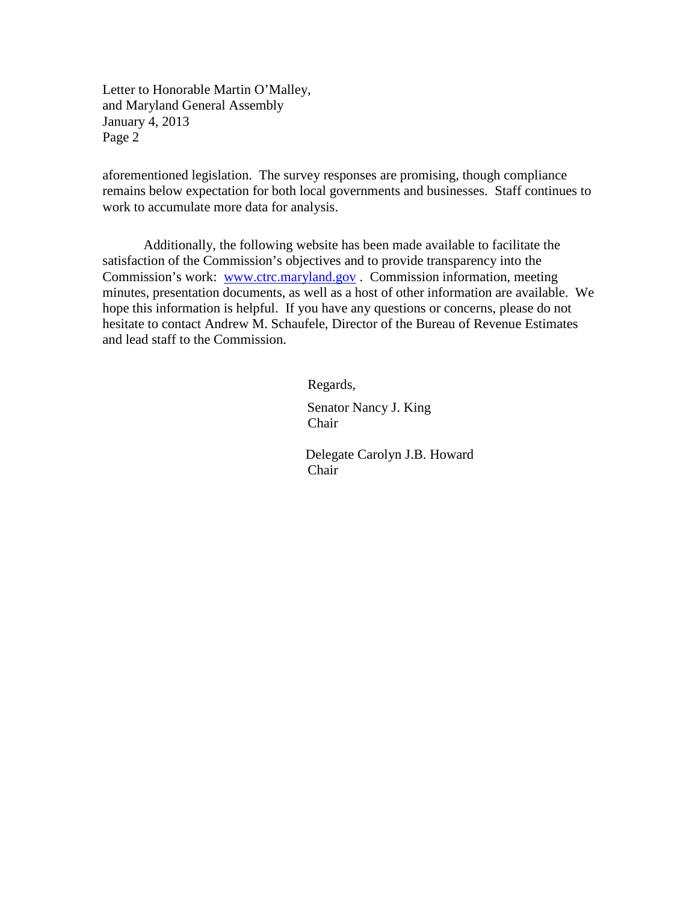aforementioned legislation. The survey responses are promising, though compliance remains below expectation for both local governments and businesses. Staff continues to work to accumulate more data for analysis.

Additionally, the following website has been made available to facilitate the satisfaction of the Commission's objectives and to provide transparency into the Commission's work: [www.ctrc.maryland.gov](http://www.ctrc.maryland.gov) . Commission information, meeting minutes, presentation documents, as well as a host of other information are available. We hope this information is helpful. If you have any questions or concerns, please do not hesitate to contact Andrew M. Schaufele, Director of the Bureau of Revenue Estimates and lead staff to the Commission.

Regards,

Senator Nancy J. King
Chair

Delegate Carolyn J.B. Howard
Chair